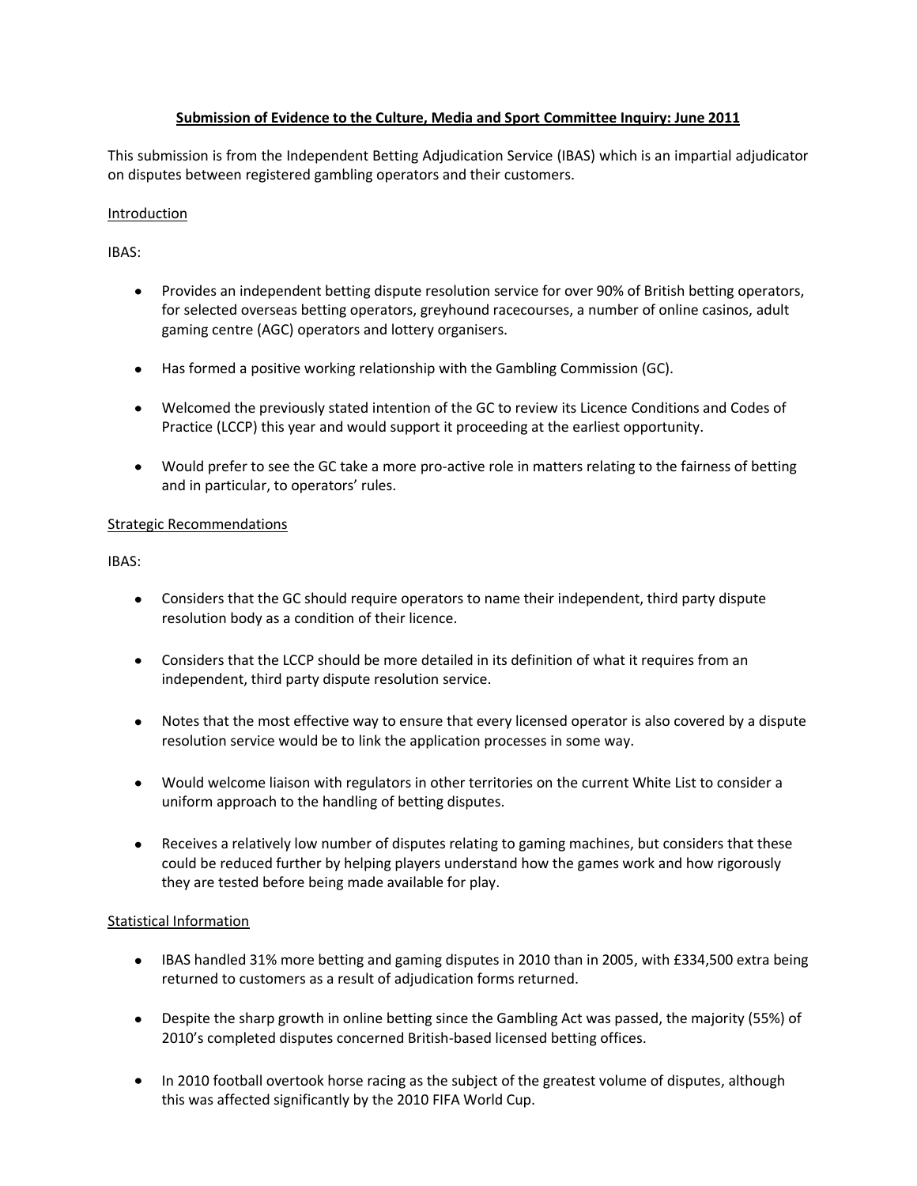**Submission of Evidence to the Culture, Media and Sport Committee Inquiry: June 2011**

This submission is from the Independent Betting Adjudication Service (IBAS) which is an impartial adjudicator on disputes between registered gambling operators and their customers.

Introduction

IBAS:

- Provides an independent betting dispute resolution service for over 90% of British betting operators, for selected overseas betting operators, greyhound racecourses, a number of online casinos, adult gaming centre (AGC) operators and lottery organisers.
- Has formed a positive working relationship with the Gambling Commission (GC).
- Welcomed the previously stated intention of the GC to review its Licence Conditions and Codes of Practice (LCCP) this year and would support it proceeding at the earliest opportunity.
- Would prefer to see the GC take a more pro-active role in matters relating to the fairness of betting and in particular, to operators' rules.

Strategic Recommendations

IBAS:

- Considers that the GC should require operators to name their independent, third party dispute resolution body as a condition of their licence.
- Considers that the LCCP should be more detailed in its definition of what it requires from an independent, third party dispute resolution service.
- Notes that the most effective way to ensure that every licensed operator is also covered by a dispute resolution service would be to link the application processes in some way.
- Would welcome liaison with regulators in other territories on the current White List to consider a uniform approach to the handling of betting disputes.
- Receives a relatively low number of disputes relating to gaming machines, but considers that these could be reduced further by helping players understand how the games work and how rigorously they are tested before being made available for play.

Statistical Information

- IBAS handled 31% more betting and gaming disputes in 2010 than in 2005, with £334,500 extra being returned to customers as a result of adjudication forms returned.
- Despite the sharp growth in online betting since the Gambling Act was passed, the majority (55%) of 2010's completed disputes concerned British-based licensed betting offices.
- In 2010 football overtook horse racing as the subject of the greatest volume of disputes, although this was affected significantly by the 2010 FIFA World Cup.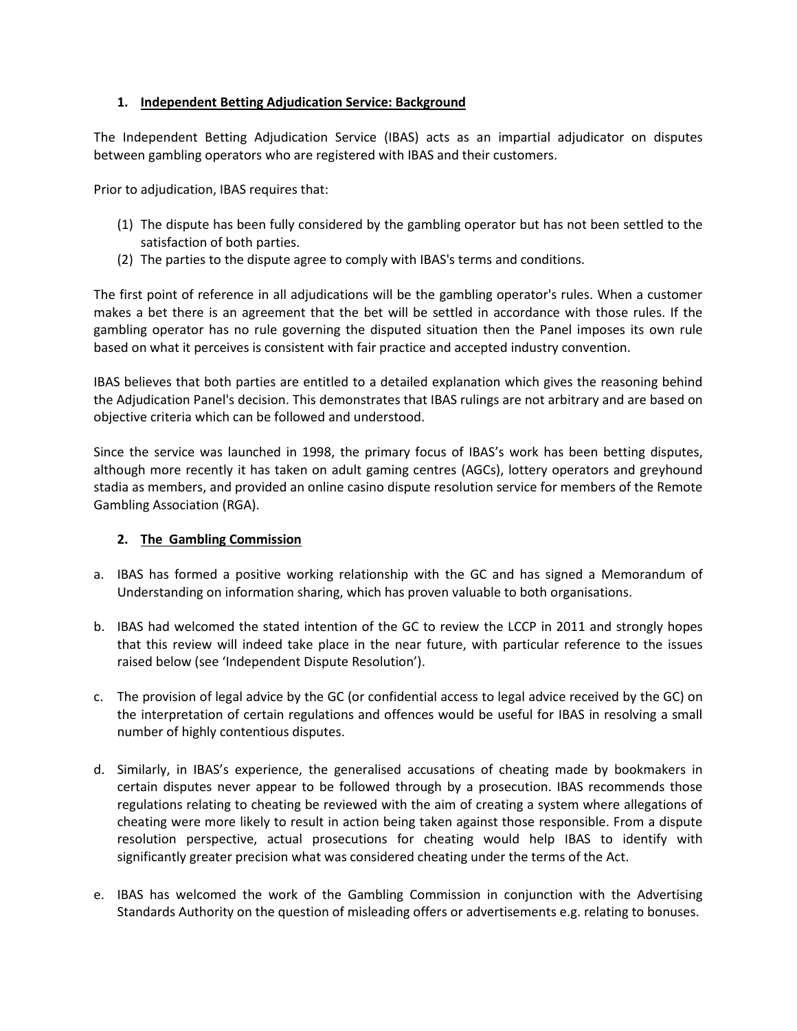## 1. Independent Betting Adjudication Service: Background

The Independent Betting Adjudication Service (IBAS) acts as an impartial adjudicator on disputes between gambling operators who are registered with IBAS and their customers.

Prior to adjudication, IBAS requires that:

(1) The dispute has been fully considered by the gambling operator but has not been settled to the satisfaction of both parties.
(2) The parties to the dispute agree to comply with IBAS's terms and conditions.

The first point of reference in all adjudications will be the gambling operator's rules. When a customer makes a bet there is an agreement that the bet will be settled in accordance with those rules. If the gambling operator has no rule governing the disputed situation then the Panel imposes its own rule based on what it perceives is consistent with fair practice and accepted industry convention.

IBAS believes that both parties are entitled to a detailed explanation which gives the reasoning behind the Adjudication Panel's decision. This demonstrates that IBAS rulings are not arbitrary and are based on objective criteria which can be followed and understood.

Since the service was launched in 1998, the primary focus of IBAS's work has been betting disputes, although more recently it has taken on adult gaming centres (AGCs), lottery operators and greyhound stadia as members, and provided an online casino dispute resolution service for members of the Remote Gambling Association (RGA).

## 2. The Gambling Commission

a. IBAS has formed a positive working relationship with the GC and has signed a Memorandum of Understanding on information sharing, which has proven valuable to both organisations.

b. IBAS had welcomed the stated intention of the GC to review the LCCP in 2011 and strongly hopes that this review will indeed take place in the near future, with particular reference to the issues raised below (see 'Independent Dispute Resolution').

c. The provision of legal advice by the GC (or confidential access to legal advice received by the GC) on the interpretation of certain regulations and offences would be useful for IBAS in resolving a small number of highly contentious disputes.

d. Similarly, in IBAS's experience, the generalised accusations of cheating made by bookmakers in certain disputes never appear to be followed through by a prosecution. IBAS recommends those regulations relating to cheating be reviewed with the aim of creating a system where allegations of cheating were more likely to result in action being taken against those responsible. From a dispute resolution perspective, actual prosecutions for cheating would help IBAS to identify with significantly greater precision what was considered cheating under the terms of the Act.

e. IBAS has welcomed the work of the Gambling Commission in conjunction with the Advertising Standards Authority on the question of misleading offers or advertisements e.g. relating to bonuses.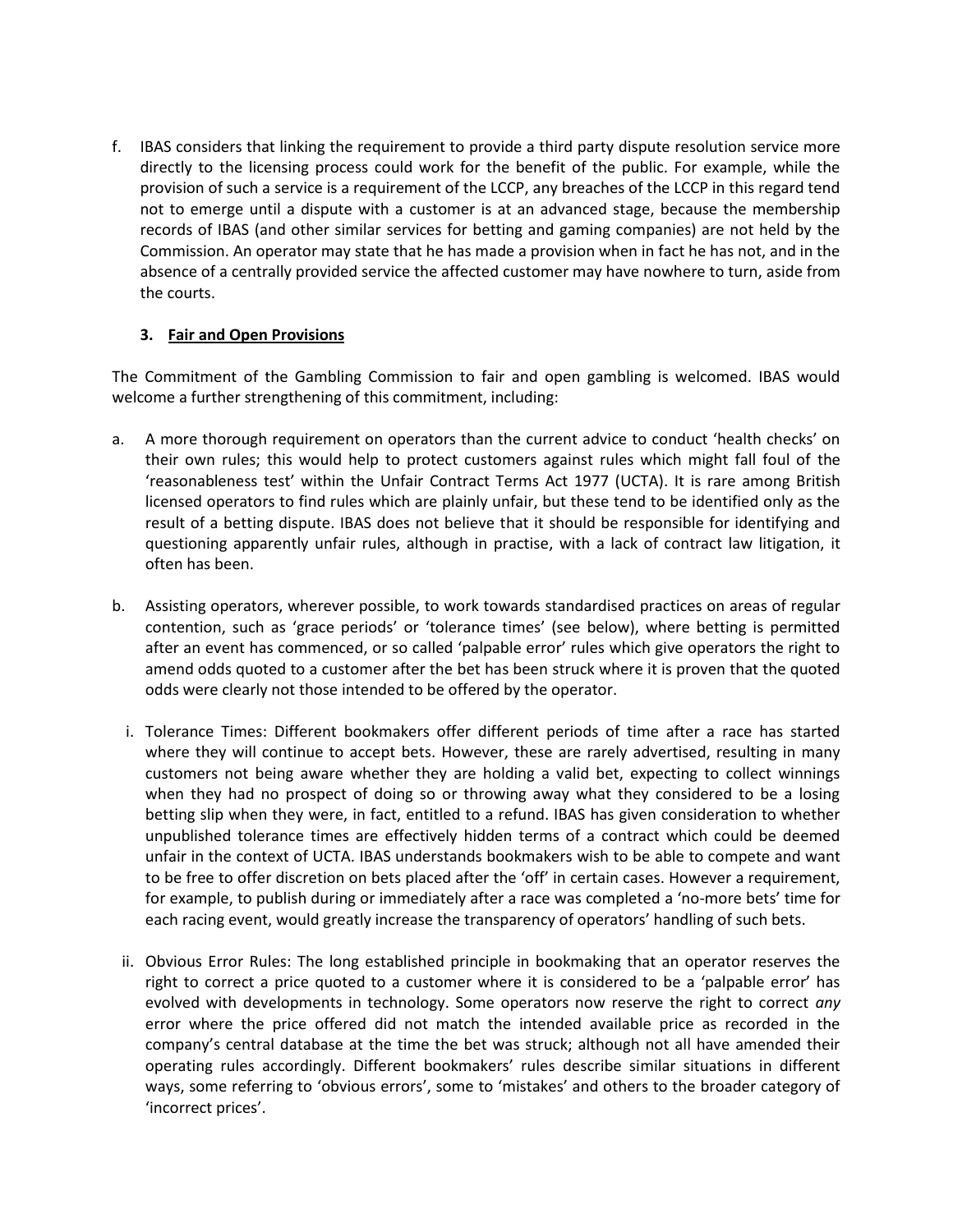f. IBAS considers that linking the requirement to provide a third party dispute resolution service more directly to the licensing process could work for the benefit of the public. For example, while the provision of such a service is a requirement of the LCCP, any breaches of the LCCP in this regard tend not to emerge until a dispute with a customer is at an advanced stage, because the membership records of IBAS (and other similar services for betting and gaming companies) are not held by the Commission. An operator may state that he has made a provision when in fact he has not, and in the absence of a centrally provided service the affected customer may have nowhere to turn, aside from the courts.

### 3. Fair and Open Provisions

The Commitment of the Gambling Commission to fair and open gambling is welcomed. IBAS would welcome a further strengthening of this commitment, including:

a. A more thorough requirement on operators than the current advice to conduct 'health checks' on their own rules; this would help to protect customers against rules which might fall foul of the 'reasonableness test' within the Unfair Contract Terms Act 1977 (UCTA). It is rare among British licensed operators to find rules which are plainly unfair, but these tend to be identified only as the result of a betting dispute. IBAS does not believe that it should be responsible for identifying and questioning apparently unfair rules, although in practise, with a lack of contract law litigation, it often has been.

b. Assisting operators, wherever possible, to work towards standardised practices on areas of regular contention, such as 'grace periods' or 'tolerance times' (see below), where betting is permitted after an event has commenced, or so called 'palpable error' rules which give operators the right to amend odds quoted to a customer after the bet has been struck where it is proven that the quoted odds were clearly not those intended to be offered by the operator.

   i. Tolerance Times: Different bookmakers offer different periods of time after a race has started where they will continue to accept bets. However, these are rarely advertised, resulting in many customers not being aware whether they are holding a valid bet, expecting to collect winnings when they had no prospect of doing so or throwing away what they considered to be a losing betting slip when they were, in fact, entitled to a refund. IBAS has given consideration to whether unpublished tolerance times are effectively hidden terms of a contract which could be deemed unfair in the context of UCTA. IBAS understands bookmakers wish to be able to compete and want to be free to offer discretion on bets placed after the 'off' in certain cases. However a requirement, for example, to publish during or immediately after a race was completed a 'no-more bets' time for each racing event, would greatly increase the transparency of operators' handling of such bets.

   ii. Obvious Error Rules: The long established principle in bookmaking that an operator reserves the right to correct a price quoted to a customer where it is considered to be a 'palpable error' has evolved with developments in technology. Some operators now reserve the right to correct *any* error where the price offered did not match the intended available price as recorded in the company's central database at the time the bet was struck; although not all have amended their operating rules accordingly. Different bookmakers' rules describe similar situations in different ways, some referring to 'obvious errors', some to 'mistakes' and others to the broader category of 'incorrect prices'.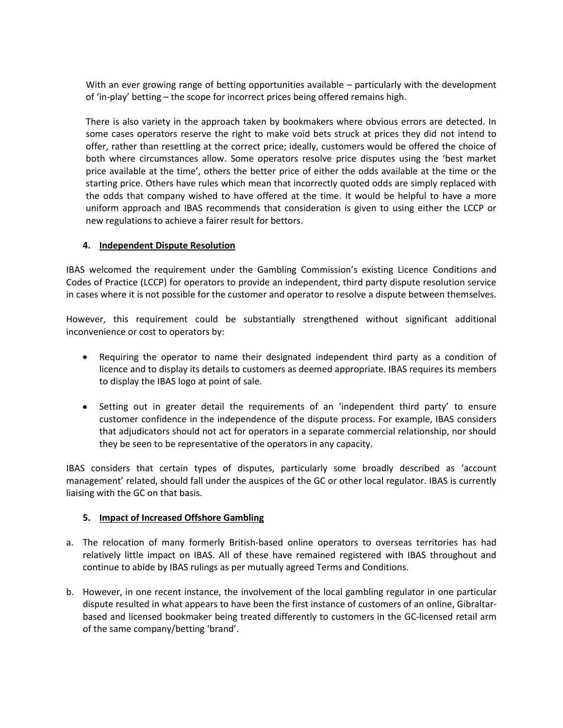With an ever growing range of betting opportunities available – particularly with the development of 'in-play' betting – the scope for incorrect prices being offered remains high.

There is also variety in the approach taken by bookmakers where obvious errors are detected. In some cases operators reserve the right to make void bets struck at prices they did not intend to offer, rather than resettling at the correct price; ideally, customers would be offered the choice of both where circumstances allow. Some operators resolve price disputes using the 'best market price available at the time', others the better price of either the odds available at the time or the starting price. Others have rules which mean that incorrectly quoted odds are simply replaced with the odds that company wished to have offered at the time. It would be helpful to have a more uniform approach and IBAS recommends that consideration is given to using either the LCCP or new regulations to achieve a fairer result for bettors.

## 4. Independent Dispute Resolution

IBAS welcomed the requirement under the Gambling Commission's existing Licence Conditions and Codes of Practice (LCCP) for operators to provide an independent, third party dispute resolution service in cases where it is not possible for the customer and operator to resolve a dispute between themselves.

However, this requirement could be substantially strengthened without significant additional inconvenience or cost to operators by:

- Requiring the operator to name their designated independent third party as a condition of licence and to display its details to customers as deemed appropriate. IBAS requires its members to display the IBAS logo at point of sale.
- Setting out in greater detail the requirements of an 'independent third party' to ensure customer confidence in the independence of the dispute process. For example, IBAS considers that adjudicators should not act for operators in a separate commercial relationship, nor should they be seen to be representative of the operators in any capacity.

IBAS considers that certain types of disputes, particularly some broadly described as 'account management' related, should fall under the auspices of the GC or other local regulator. IBAS is currently liaising with the GC on that basis.

## 5. Impact of Increased Offshore Gambling

a. The relocation of many formerly British-based online operators to overseas territories has had relatively little impact on IBAS. All of these have remained registered with IBAS throughout and continue to abide by IBAS rulings as per mutually agreed Terms and Conditions.

b. However, in one recent instance, the involvement of the local gambling regulator in one particular dispute resulted in what appears to have been the first instance of customers of an online, Gibraltar-based and licensed bookmaker being treated differently to customers in the GC-licensed retail arm of the same company/betting 'brand'.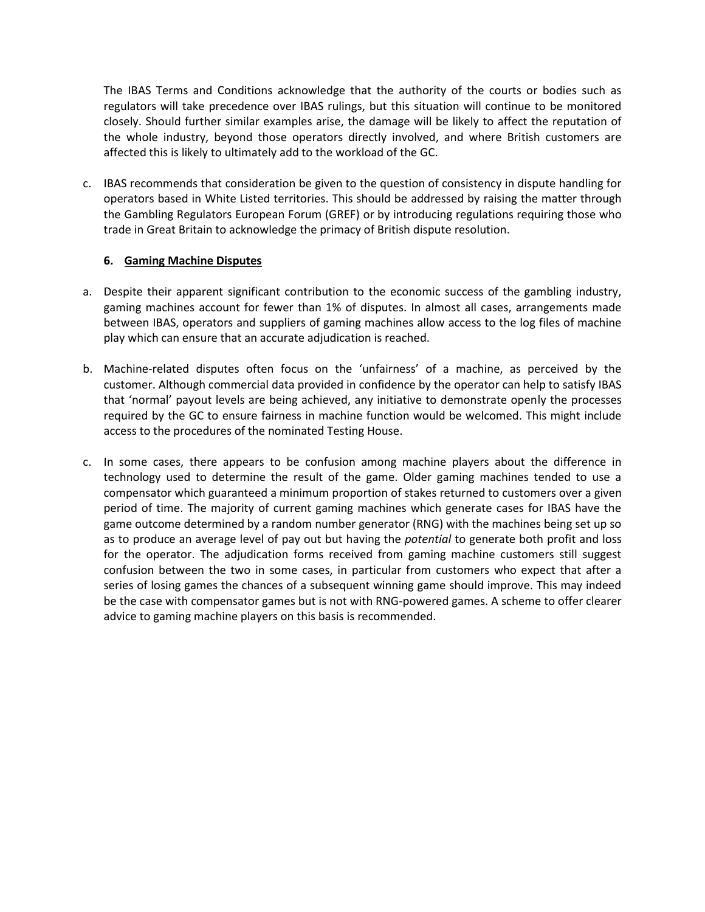The IBAS Terms and Conditions acknowledge that the authority of the courts or bodies such as regulators will take precedence over IBAS rulings, but this situation will continue to be monitored closely. Should further similar examples arise, the damage will be likely to affect the reputation of the whole industry, beyond those operators directly involved, and where British customers are affected this is likely to ultimately add to the workload of the GC.

c. IBAS recommends that consideration be given to the question of consistency in dispute handling for operators based in White Listed territories. This should be addressed by raising the matter through the Gambling Regulators European Forum (GREF) or by introducing regulations requiring those who trade in Great Britain to acknowledge the primacy of British dispute resolution.

### 6. Gaming Machine Disputes

a. Despite their apparent significant contribution to the economic success of the gambling industry, gaming machines account for fewer than 1% of disputes. In almost all cases, arrangements made between IBAS, operators and suppliers of gaming machines allow access to the log files of machine play which can ensure that an accurate adjudication is reached.

b. Machine-related disputes often focus on the 'unfairness' of a machine, as perceived by the customer. Although commercial data provided in confidence by the operator can help to satisfy IBAS that 'normal' payout levels are being achieved, any initiative to demonstrate openly the processes required by the GC to ensure fairness in machine function would be welcomed. This might include access to the procedures of the nominated Testing House.

c. In some cases, there appears to be confusion among machine players about the difference in technology used to determine the result of the game. Older gaming machines tended to use a compensator which guaranteed a minimum proportion of stakes returned to customers over a given period of time. The majority of current gaming machines which generate cases for IBAS have the game outcome determined by a random number generator (RNG) with the machines being set up so as to produce an average level of pay out but having the *potential* to generate both profit and loss for the operator. The adjudication forms received from gaming machine customers still suggest confusion between the two in some cases, in particular from customers who expect that after a series of losing games the chances of a subsequent winning game should improve. This may indeed be the case with compensator games but is not with RNG-powered games. A scheme to offer clearer advice to gaming machine players on this basis is recommended.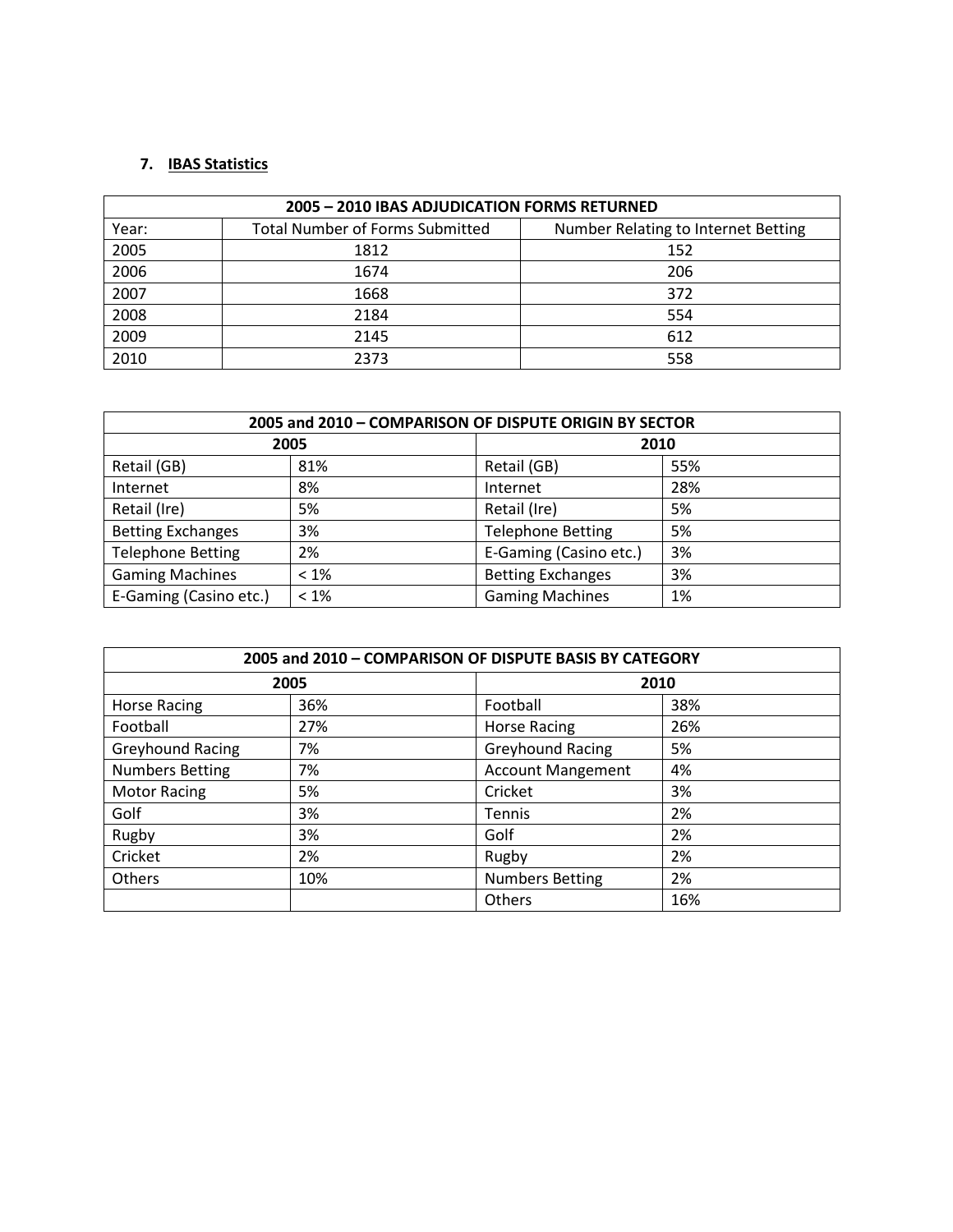## 7. IBAS Statistics

| 2005 – 2010 IBAS ADJUDICATION FORMS RETURNED | | |
|---|---|---|
| Year: | Total Number of Forms Submitted | Number Relating to Internet Betting |
| 2005 | 1812 | 152 |
| 2006 | 1674 | 206 |
| 2007 | 1668 | 372 |
| 2008 | 2184 | 554 |
| 2009 | 2145 | 612 |
| 2010 | 2373 | 558 |

| 2005 and 2010 – COMPARISON OF DISPUTE ORIGIN BY SECTOR | | | |
|---|---|---|---|
| 2005 | | 2010 | |
| Retail (GB) | 81% | Retail (GB) | 55% |
| Internet | 8% | Internet | 28% |
| Retail (Ire) | 5% | Retail (Ire) | 5% |
| Betting Exchanges | 3% | Telephone Betting | 5% |
| Telephone Betting | 2% | E-Gaming (Casino etc.) | 3% |
| Gaming Machines | < 1% | Betting Exchanges | 3% |
| E-Gaming (Casino etc.) | < 1% | Gaming Machines | 1% |

| 2005 and 2010 – COMPARISON OF DISPUTE BASIS BY CATEGORY | | | |
|---|---|---|---|
| 2005 | | 2010 | |
| Horse Racing | 36% | Football | 38% |
| Football | 27% | Horse Racing | 26% |
| Greyhound Racing | 7% | Greyhound Racing | 5% |
| Numbers Betting | 7% | Account Mangement | 4% |
| Motor Racing | 5% | Cricket | 3% |
| Golf | 3% | Tennis | 2% |
| Rugby | 3% | Golf | 2% |
| Cricket | 2% | Rugby | 2% |
| Others | 10% | Numbers Betting | 2% |
| | | Others | 16% |